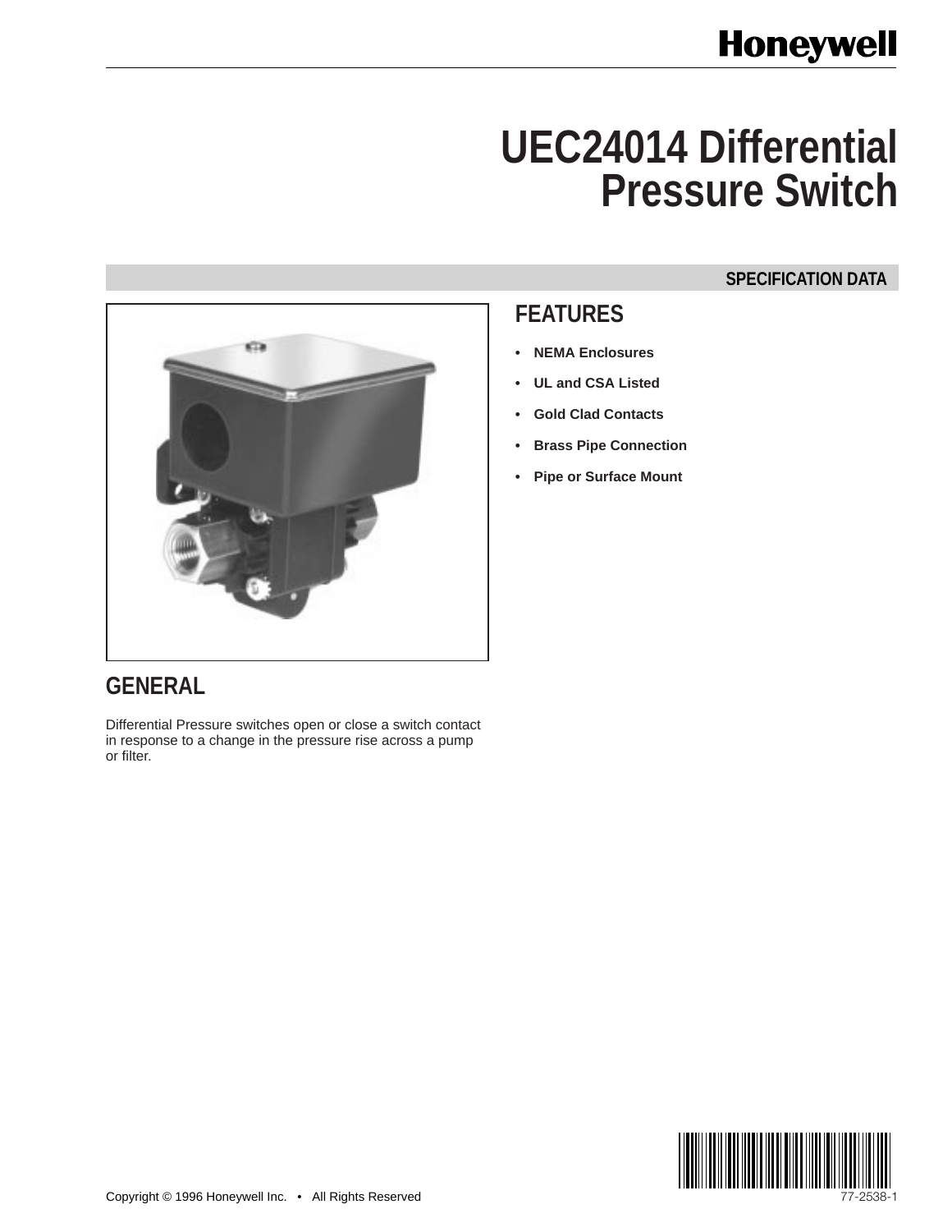Honeywell

# UEC24014 Differential Pressure Switch

SPECIFICATION DATA

## FEATURES

- **NEMA Enclosures**
- **UL and CSA Listed**
- **Gold Clad Contacts**
- **Brass Pipe Connection**
- **Pipe or Surface Mount**

## GENERAL

Differential Pressure switches open or close a switch contact in response to a change in the pressure rise across a pump or filter.

Copyright © 1996 Honeywell Inc. • All Rights Reserved

77-2538-1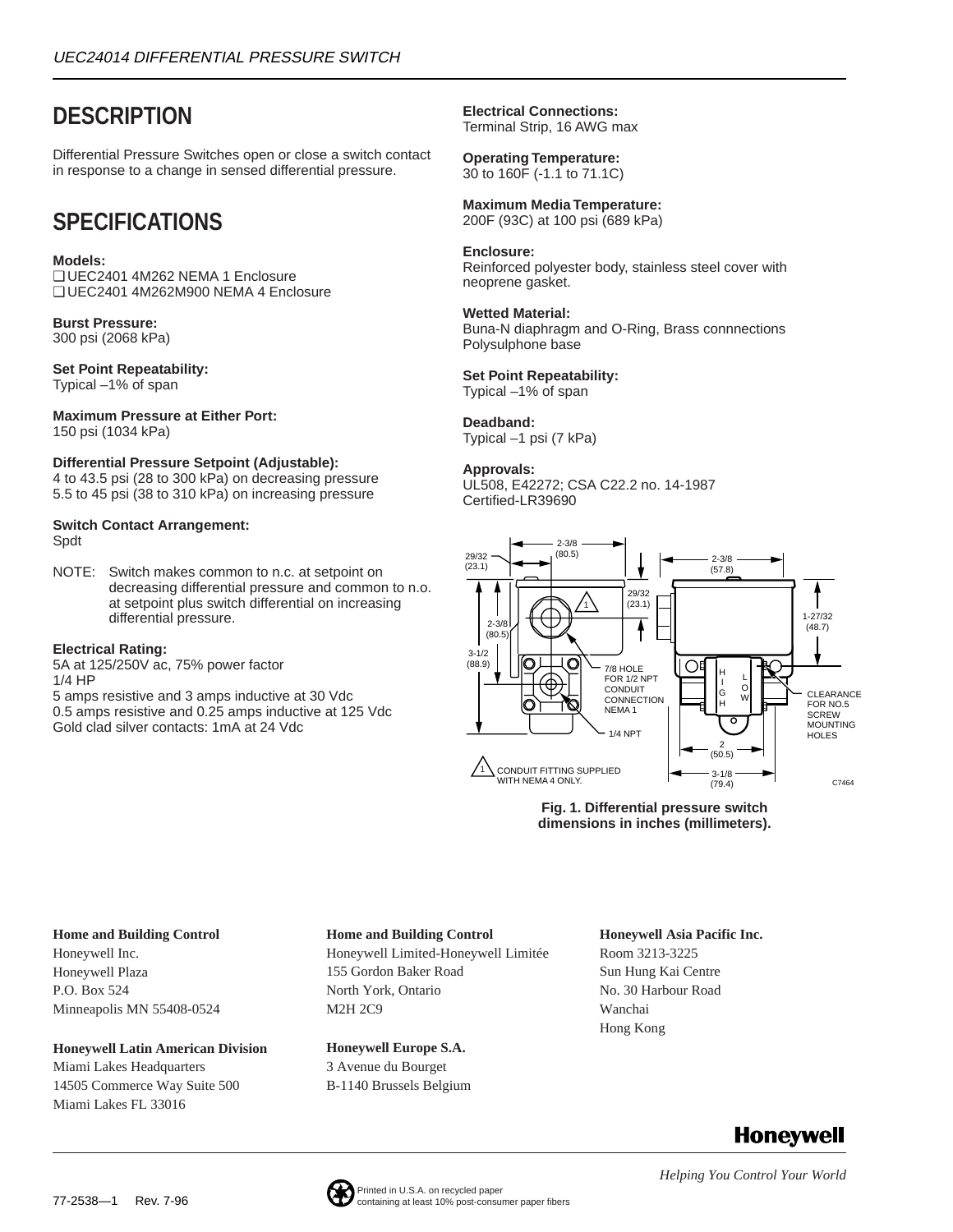# DESCRIPTION

Differential Pressure Switches open or close a switch contact in response to a change in sensed differential pressure.

# SPECIFICATIONS

**Models:**
❑ UEC2401 4M262 NEMA 1 Enclosure
❑ UEC2401 4M262M900 NEMA 4 Enclosure

**Burst Pressure:**
300 psi (2068 kPa)

**Set Point Repeatability:**
Typical –1% of span

**Maximum Pressure at Either Port:**
150 psi (1034 kPa)

**Differential Pressure Setpoint (Adjustable):**
4 to 43.5 psi (28 to 300 kPa) on decreasing pressure
5.5 to 45 psi (38 to 310 kPa) on increasing pressure

**Switch Contact Arrangement:**
Spdt

NOTE: Switch makes common to n.c. at setpoint on decreasing differential pressure and common to n.o. at setpoint plus switch differential on increasing differential pressure.

**Electrical Rating:**
5A at 125/250V ac, 75% power factor
1/4 HP
5 amps resistive and 3 amps inductive at 30 Vdc
0.5 amps resistive and 0.25 amps inductive at 125 Vdc
Gold clad silver contacts: 1mA at 24 Vdc

**Electrical Connections:**
Terminal Strip, 16 AWG max

**Operating Temperature:**
30 to 160F (-1.1 to 71.1C)

**Maximum Media Temperature:**
200F (93C) at 100 psi (689 kPa)

**Enclosure:**
Reinforced polyester body, stainless steel cover with neoprene gasket.

**Wetted Material:**
Buna-N diaphragm and O-Ring, Brass connnections
Polysulphone base

**Set Point Repeatability:**
Typical –1% of span

**Deadband:**
Typical –1 psi (7 kPa)

**Approvals:**
UL508, E42272; CSA C22.2 no. 14-1987
Certified-LR39690

29/32 (23.1)
2-3/8 (80.5)
29/32 (23.1)
2-3/8 (80.5)
3-1/2 (88.9)
2-3/8 (57.8)
1-27/32 (48.7)
7/8 HOLE FOR 1/2 NPT CONDUIT CONNECTION NEMA 1
1/4 NPT
HIGH
LOW
CLEARANCE FOR NO.5 SCREW MOUNTING HOLES
2 (50.5)
3-1/8 (79.4)
1 CONDUIT FITTING SUPPLIED WITH NEMA 4 ONLY.
C7464

**Fig. 1. Differential pressure switch dimensions in inches (millimeters).**

**Home and Building Control**
Honeywell Inc.
Honeywell Plaza
P.O. Box 524
Minneapolis MN 55408-0524

**Honeywell Latin American Division**
Miami Lakes Headquarters
14505 Commerce Way Suite 500
Miami Lakes FL 33016

**Home and Building Control**
Honeywell Limited-Honeywell Limitée
155 Gordon Baker Road
North York, Ontario
M2H 2C9

**Honeywell Europe S.A.**
3 Avenue du Bourget
B-1140 Brussels Belgium

**Honeywell Asia Pacific Inc.**
Room 3213-3225
Sun Hung Kai Centre
No. 30 Harbour Road
Wanchai
Hong Kong

**Honeywell**

*Helping You Control Your World*

77-2538—1 Rev. 7-96

Printed in U.S.A. on recycled paper containing at least 10% post-consumer paper fibers